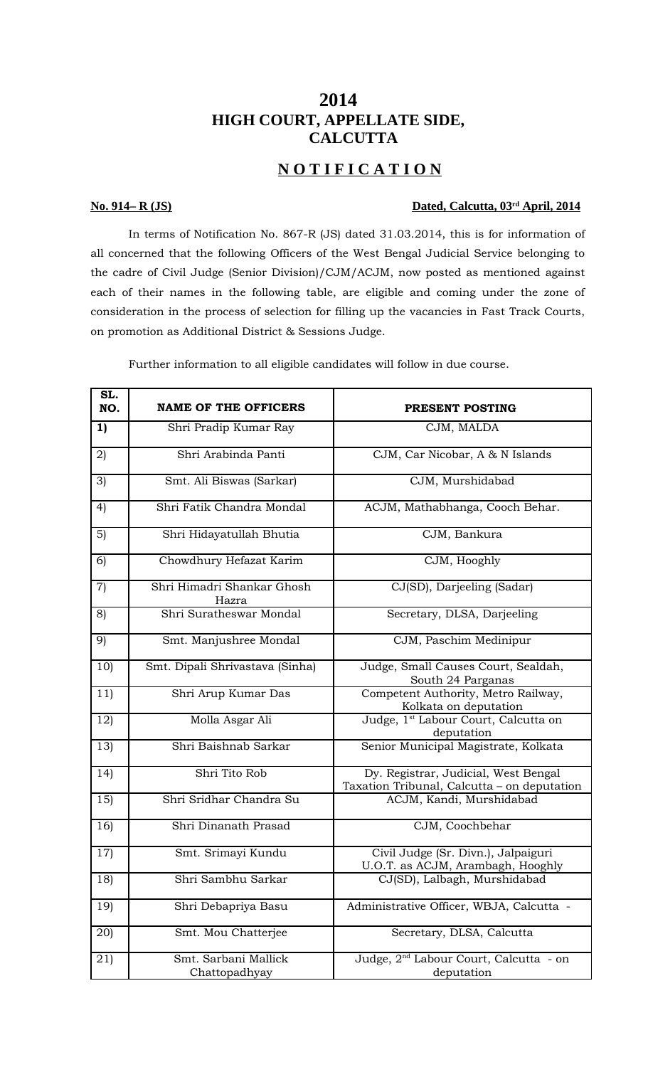# 2014
# HIGH COURT, APPELLATE SIDE, CALCUTTA

## N O T I F I C A T I O N

**No. 914– R (JS)** **Dated, Calcutta, 03rd April, 2014**

In terms of Notification No. 867-R (JS) dated 31.03.2014, this is for information of all concerned that the following Officers of the West Bengal Judicial Service belonging to the cadre of Civil Judge (Senior Division)/CJM/ACJM, now posted as mentioned against each of their names in the following table, are eligible and coming under the zone of consideration in the process of selection for filling up the vacancies in Fast Track Courts, on promotion as Additional District & Sessions Judge.

Further information to all eligible candidates will follow in due course.

| SL. NO. | NAME OF THE OFFICERS | PRESENT POSTING |
|---|---|---|
| 1) | Shri Pradip Kumar Ray | CJM, MALDA |
| 2) | Shri Arabinda Panti | CJM, Car Nicobar, A & N Islands |
| 3) | Smt. Ali Biswas (Sarkar) | CJM, Murshidabad |
| 4) | Shri Fatik Chandra Mondal | ACJM, Mathabhanga, Cooch Behar. |
| 5) | Shri Hidayatullah Bhutia | CJM, Bankura |
| 6) | Chowdhury Hefazat Karim | CJM, Hooghly |
| 7) | Shri Himadri Shankar Ghosh Hazra | CJ(SD), Darjeeling (Sadar) |
| 8) | Shri Suratheswar Mondal | Secretary, DLSA, Darjeeling |
| 9) | Smt. Manjushree Mondal | CJM, Paschim Medinipur |
| 10) | Smt. Dipali Shrivastava (Sinha) | Judge, Small Causes Court, Sealdah, South 24 Parganas |
| 11) | Shri Arup Kumar Das | Competent Authority, Metro Railway, Kolkata on deputation |
| 12) | Molla Asgar Ali | Judge, 1st Labour Court, Calcutta on deputation |
| 13) | Shri Baishnab Sarkar | Senior Municipal Magistrate, Kolkata |
| 14) | Shri Tito Rob | Dy. Registrar, Judicial, West Bengal Taxation Tribunal, Calcutta – on deputation |
| 15) | Shri Sridhar Chandra Su | ACJM, Kandi, Murshidabad |
| 16) | Shri Dinanath Prasad | CJM, Coochbehar |
| 17) | Smt. Srimayi Kundu | Civil Judge (Sr. Divn.), Jalpaiguri U.O.T. as ACJM, Arambagh, Hooghly |
| 18) | Shri Sambhu Sarkar | CJ(SD), Lalbagh, Murshidabad |
| 19) | Shri Debapriya Basu | Administrative Officer, WBJA, Calcutta - |
| 20) | Smt. Mou Chatterjee | Secretary, DLSA, Calcutta |
| 21) | Smt. Sarbani Mallick Chattopadhyay | Judge, 2nd Labour Court, Calcutta - on deputation |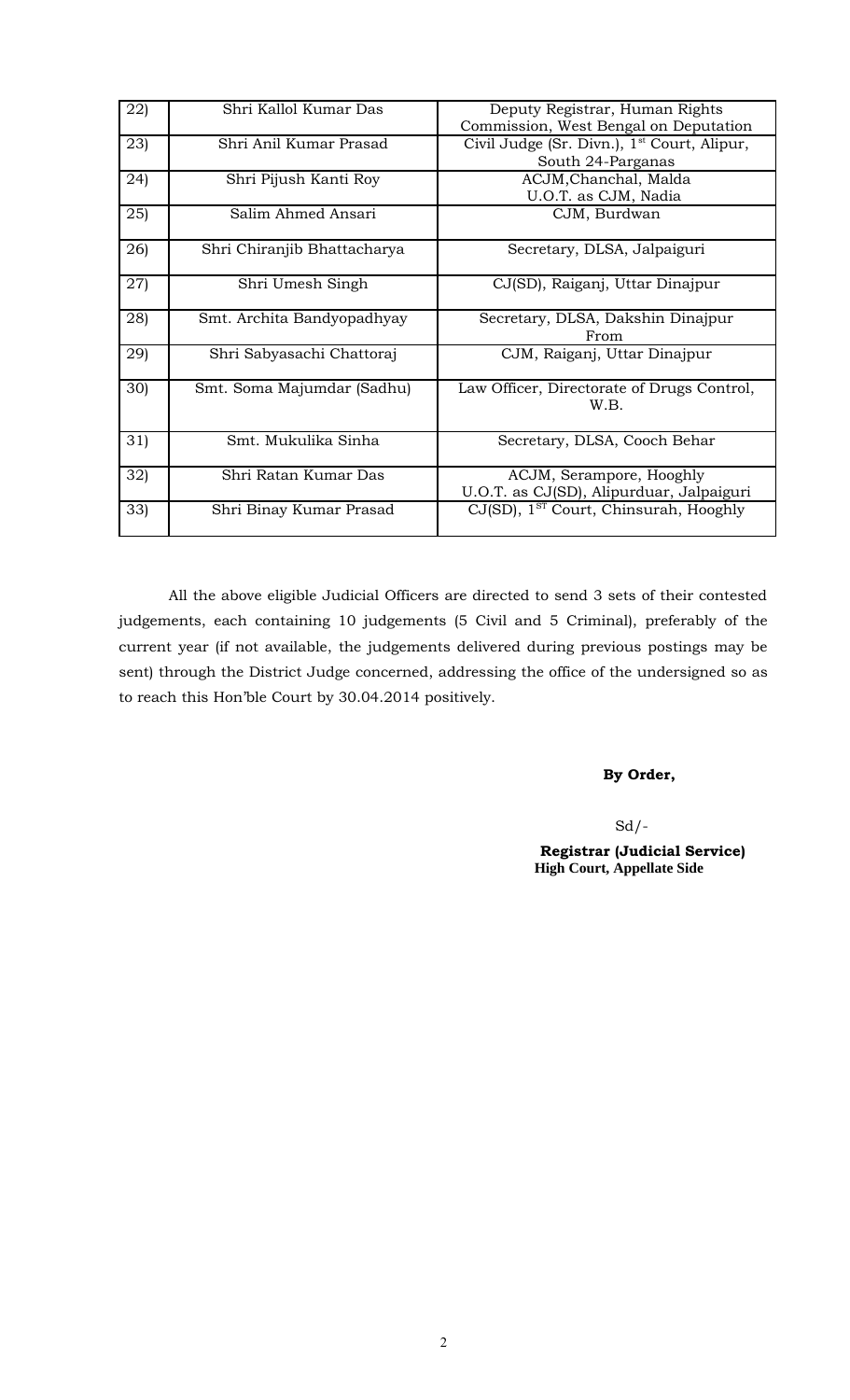| | | |
|---|---|---|
| 22) | Shri Kallol Kumar Das | Deputy Registrar, Human Rights Commission, West Bengal on Deputation |
| 23) | Shri Anil Kumar Prasad | Civil Judge (Sr. Divn.), 1st Court, Alipur, South 24-Parganas |
| 24) | Shri Pijush Kanti Roy | ACJM,Chanchal, Malda U.O.T. as CJM, Nadia |
| 25) | Salim Ahmed Ansari | CJM, Burdwan |
| 26) | Shri Chiranjib Bhattacharya | Secretary, DLSA, Jalpaiguri |
| 27) | Shri Umesh Singh | CJ(SD), Raiganj, Uttar Dinajpur |
| 28) | Smt. Archita Bandyopadhyay | Secretary, DLSA, Dakshin Dinajpur From |
| 29) | Shri Sabyasachi Chattoraj | CJM, Raiganj, Uttar Dinajpur |
| 30) | Smt. Soma Majumdar (Sadhu) | Law Officer, Directorate of Drugs Control, W.B. |
| 31) | Smt. Mukulika Sinha | Secretary, DLSA, Cooch Behar |
| 32) | Shri Ratan Kumar Das | ACJM, Serampore, Hooghly U.O.T. as CJ(SD), Alipurduar, Jalpaiguri |
| 33) | Shri Binay Kumar Prasad | CJ(SD), 1ST Court, Chinsurah, Hooghly |

All the above eligible Judicial Officers are directed to send 3 sets of their contested judgements, each containing 10 judgements (5 Civil and 5 Criminal), preferably of the current year (if not available, the judgements delivered during previous postings may be sent) through the District Judge concerned, addressing the office of the undersigned so as to reach this Hon'ble Court by 30.04.2014 positively.

**By Order,**

Sd/-

**Registrar (Judicial Service)**
**High Court, Appellate Side**